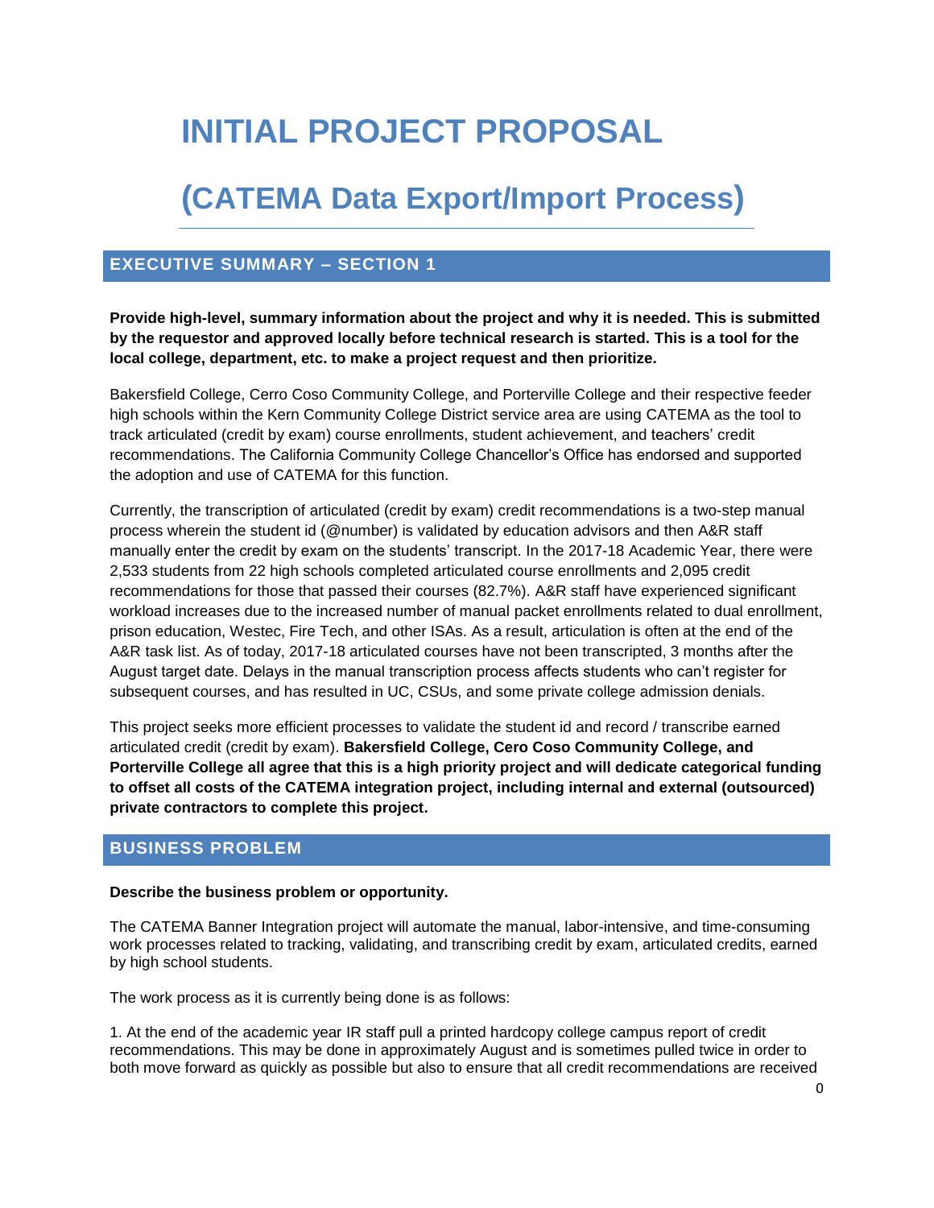# INITIAL PROJECT PROPOSAL

# (CATEMA Data Export/Import Process)

## EXECUTIVE SUMMARY – SECTION 1

**Provide high-level, summary information about the project and why it is needed. This is submitted by the requestor and approved locally before technical research is started. This is a tool for the local college, department, etc. to make a project request and then prioritize.**

Bakersfield College, Cerro Coso Community College, and Porterville College and their respective feeder high schools within the Kern Community College District service area are using CATEMA as the tool to track articulated (credit by exam) course enrollments, student achievement, and teachers' credit recommendations. The California Community College Chancellor's Office has endorsed and supported the adoption and use of CATEMA for this function.

Currently, the transcription of articulated (credit by exam) credit recommendations is a two-step manual process wherein the student id (@number) is validated by education advisors and then A&R staff manually enter the credit by exam on the students' transcript. In the 2017-18 Academic Year, there were 2,533 students from 22 high schools completed articulated course enrollments and 2,095 credit recommendations for those that passed their courses (82.7%). A&R staff have experienced significant workload increases due to the increased number of manual packet enrollments related to dual enrollment, prison education, Westec, Fire Tech, and other ISAs. As a result, articulation is often at the end of the A&R task list. As of today, 2017-18 articulated courses have not been transcripted, 3 months after the August target date. Delays in the manual transcription process affects students who can't register for subsequent courses, and has resulted in UC, CSUs, and some private college admission denials.

This project seeks more efficient processes to validate the student id and record / transcribe earned articulated credit (credit by exam). **Bakersfield College, Cero Coso Community College, and Porterville College all agree that this is a high priority project and will dedicate categorical funding to offset all costs of the CATEMA integration project, including internal and external (outsourced) private contractors to complete this project.**

## BUSINESS PROBLEM

**Describe the business problem or opportunity.**

The CATEMA Banner Integration project will automate the manual, labor-intensive, and time-consuming work processes related to tracking, validating, and transcribing credit by exam, articulated credits, earned by high school students.

The work process as it is currently being done is as follows:

1. At the end of the academic year IR staff pull a printed hardcopy college campus report of credit recommendations. This may be done in approximately August and is sometimes pulled twice in order to both move forward as quickly as possible but also to ensure that all credit recommendations are received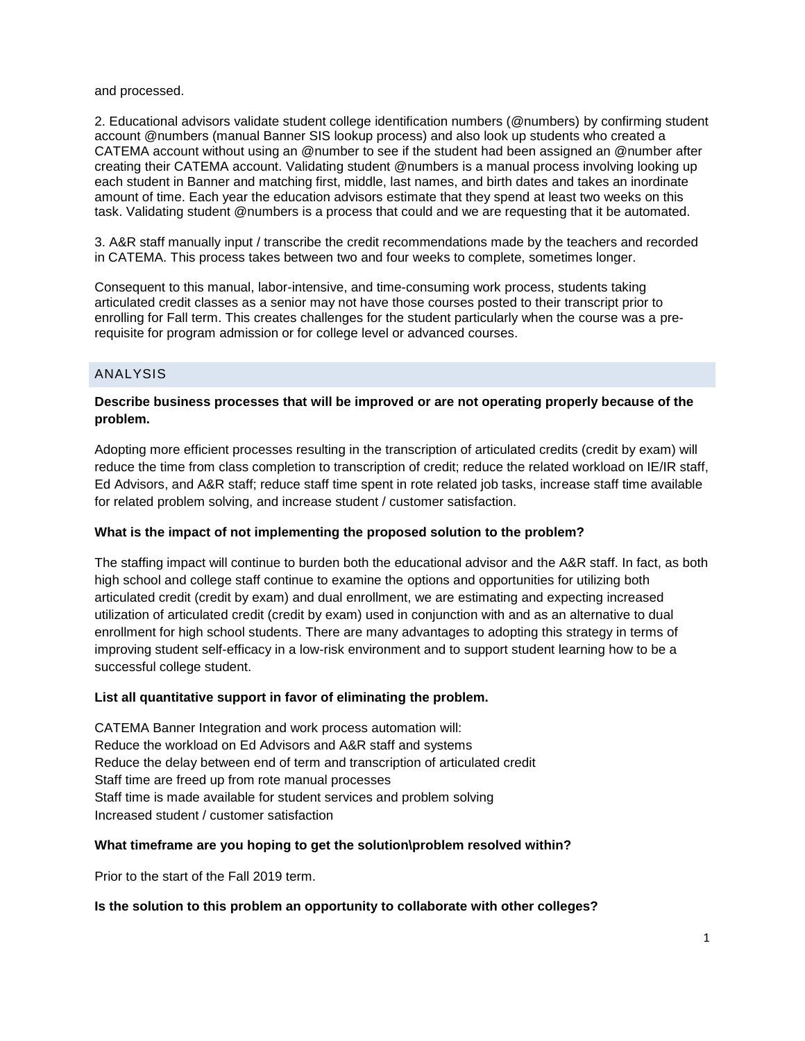and processed.

2. Educational advisors validate student college identification numbers (@numbers) by confirming student account @numbers (manual Banner SIS lookup process) and also look up students who created a CATEMA account without using an @number to see if the student had been assigned an @number after creating their CATEMA account. Validating student @numbers is a manual process involving looking up each student in Banner and matching first, middle, last names, and birth dates and takes an inordinate amount of time. Each year the education advisors estimate that they spend at least two weeks on this task. Validating student @numbers is a process that could and we are requesting that it be automated.

3. A&R staff manually input / transcribe the credit recommendations made by the teachers and recorded in CATEMA. This process takes between two and four weeks to complete, sometimes longer.

Consequent to this manual, labor-intensive, and time-consuming work process, students taking articulated credit classes as a senior may not have those courses posted to their transcript prior to enrolling for Fall term. This creates challenges for the student particularly when the course was a pre-requisite for program admission or for college level or advanced courses.

## ANALYSIS

**Describe business processes that will be improved or are not operating properly because of the problem.**

Adopting more efficient processes resulting in the transcription of articulated credits (credit by exam) will reduce the time from class completion to transcription of credit; reduce the related workload on IE/IR staff, Ed Advisors, and A&R staff; reduce staff time spent in rote related job tasks, increase staff time available for related problem solving, and increase student / customer satisfaction.

**What is the impact of not implementing the proposed solution to the problem?**

The staffing impact will continue to burden both the educational advisor and the A&R staff. In fact, as both high school and college staff continue to examine the options and opportunities for utilizing both articulated credit (credit by exam) and dual enrollment, we are estimating and expecting increased utilization of articulated credit (credit by exam) used in conjunction with and as an alternative to dual enrollment for high school students. There are many advantages to adopting this strategy in terms of improving student self-efficacy in a low-risk environment and to support student learning how to be a successful college student.

**List all quantitative support in favor of eliminating the problem.**

CATEMA Banner Integration and work process automation will:
Reduce the workload on Ed Advisors and A&R staff and systems
Reduce the delay between end of term and transcription of articulated credit
Staff time are freed up from rote manual processes
Staff time is made available for student services and problem solving
Increased student / customer satisfaction

**What timeframe are you hoping to get the solution\problem resolved within?**

Prior to the start of the Fall 2019 term.

**Is the solution to this problem an opportunity to collaborate with other colleges?**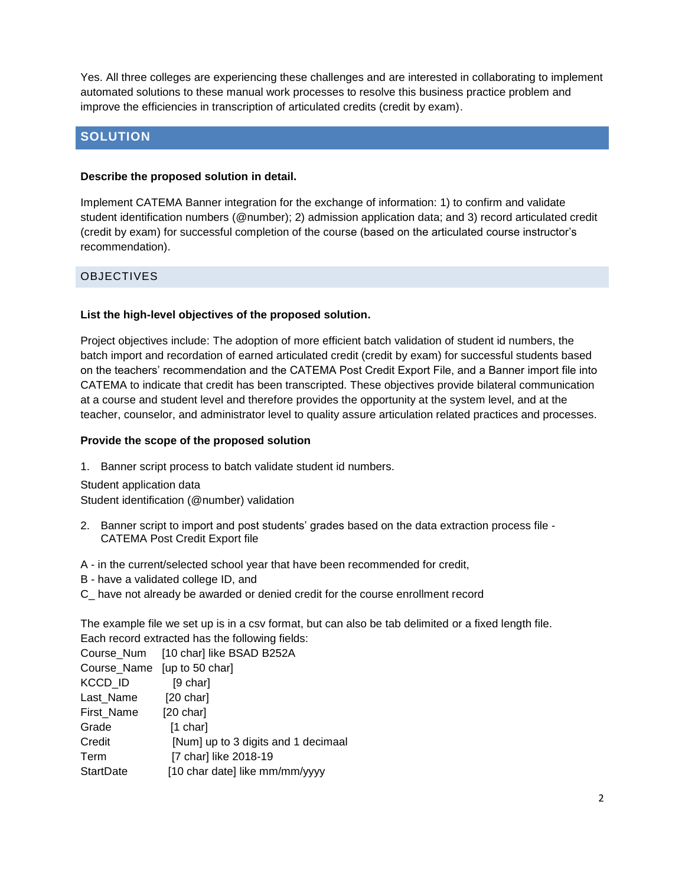Yes. All three colleges are experiencing these challenges and are interested in collaborating to implement automated solutions to these manual work processes to resolve this business practice problem and improve the efficiencies in transcription of articulated credits (credit by exam).

## SOLUTION

**Describe the proposed solution in detail.**

Implement CATEMA Banner integration for the exchange of information: 1) to confirm and validate student identification numbers (@number); 2) admission application data; and 3) record articulated credit (credit by exam) for successful completion of the course (based on the articulated course instructor's recommendation).

### OBJECTIVES

**List the high-level objectives of the proposed solution.**

Project objectives include: The adoption of more efficient batch validation of student id numbers, the batch import and recordation of earned articulated credit (credit by exam) for successful students based on the teachers' recommendation and the CATEMA Post Credit Export File, and a Banner import file into CATEMA to indicate that credit has been transcripted. These objectives provide bilateral communication at a course and student level and therefore provides the opportunity at the system level, and at the teacher, counselor, and administrator level to quality assure articulation related practices and processes.

**Provide the scope of the proposed solution**

1. Banner script process to batch validate student id numbers.

Student application data
Student identification (@number) validation

2. Banner script to import and post students' grades based on the data extraction process file - CATEMA Post Credit Export file

A - in the current/selected school year that have been recommended for credit,
B - have a validated college ID, and
C_ have not already be awarded or denied credit for the course enrollment record

The example file we set up is in a csv format, but can also be tab delimited or a fixed length file.
Each record extracted has the following fields:

| | |
|---|---|
| Course_Num | [10 char] like BSAD B252A |
| Course_Name | [up to 50 char] |
| KCCD_ID | [9 char] |
| Last_Name | [20 char] |
| First_Name | [20 char] |
| Grade | [1 char] |
| Credit | [Num] up to 3 digits and 1 decimaal |
| Term | [7 char] like 2018-19 |
| StartDate | [10 char date] like mm/mm/yyyy |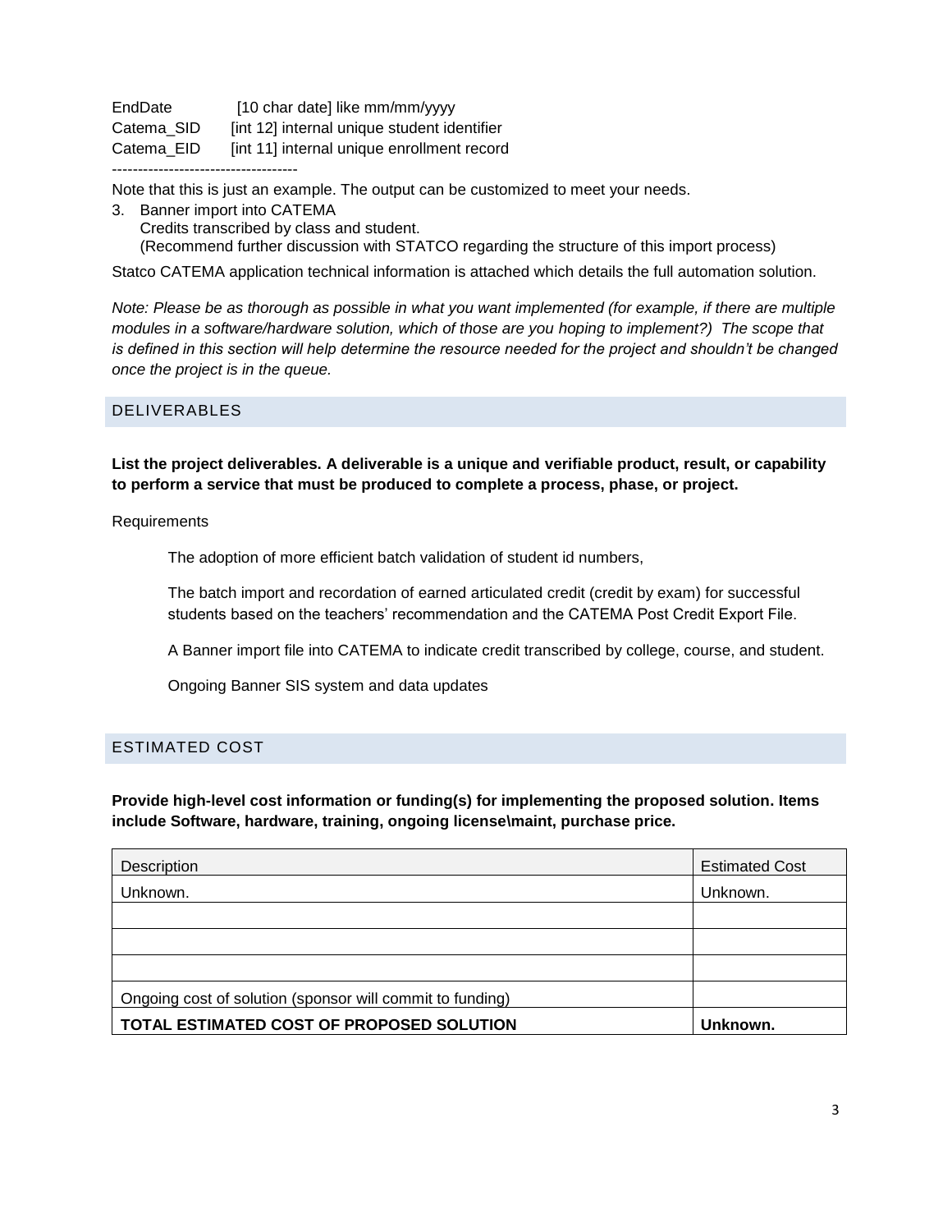EndDate [10 char date] like mm/mm/yyyy
Catema_SID [int 12] internal unique student identifier
Catema_EID [int 11] internal unique enrollment record
------------------------------------

Note that this is just an example. The output can be customized to meet your needs.

3. Banner import into CATEMA
   Credits transcribed by class and student.
   (Recommend further discussion with STATCO regarding the structure of this import process)

Statco CATEMA application technical information is attached which details the full automation solution.

*Note: Please be as thorough as possible in what you want implemented (for example, if there are multiple modules in a software/hardware solution, which of those are you hoping to implement?) The scope that is defined in this section will help determine the resource needed for the project and shouldn't be changed once the project is in the queue.*

## DELIVERABLES

**List the project deliverables. A deliverable is a unique and verifiable product, result, or capability to perform a service that must be produced to complete a process, phase, or project.**

Requirements

The adoption of more efficient batch validation of student id numbers,

The batch import and recordation of earned articulated credit (credit by exam) for successful students based on the teachers' recommendation and the CATEMA Post Credit Export File.

A Banner import file into CATEMA to indicate credit transcribed by college, course, and student.

Ongoing Banner SIS system and data updates

## ESTIMATED COST

**Provide high-level cost information or funding(s) for implementing the proposed solution. Items include Software, hardware, training, ongoing license\maint, purchase price.**

| Description | Estimated Cost |
|---|---|
| Unknown. | Unknown. |
| | |
| | |
| | |
| Ongoing cost of solution (sponsor will commit to funding) | |
| **TOTAL ESTIMATED COST OF PROPOSED SOLUTION** | **Unknown.** |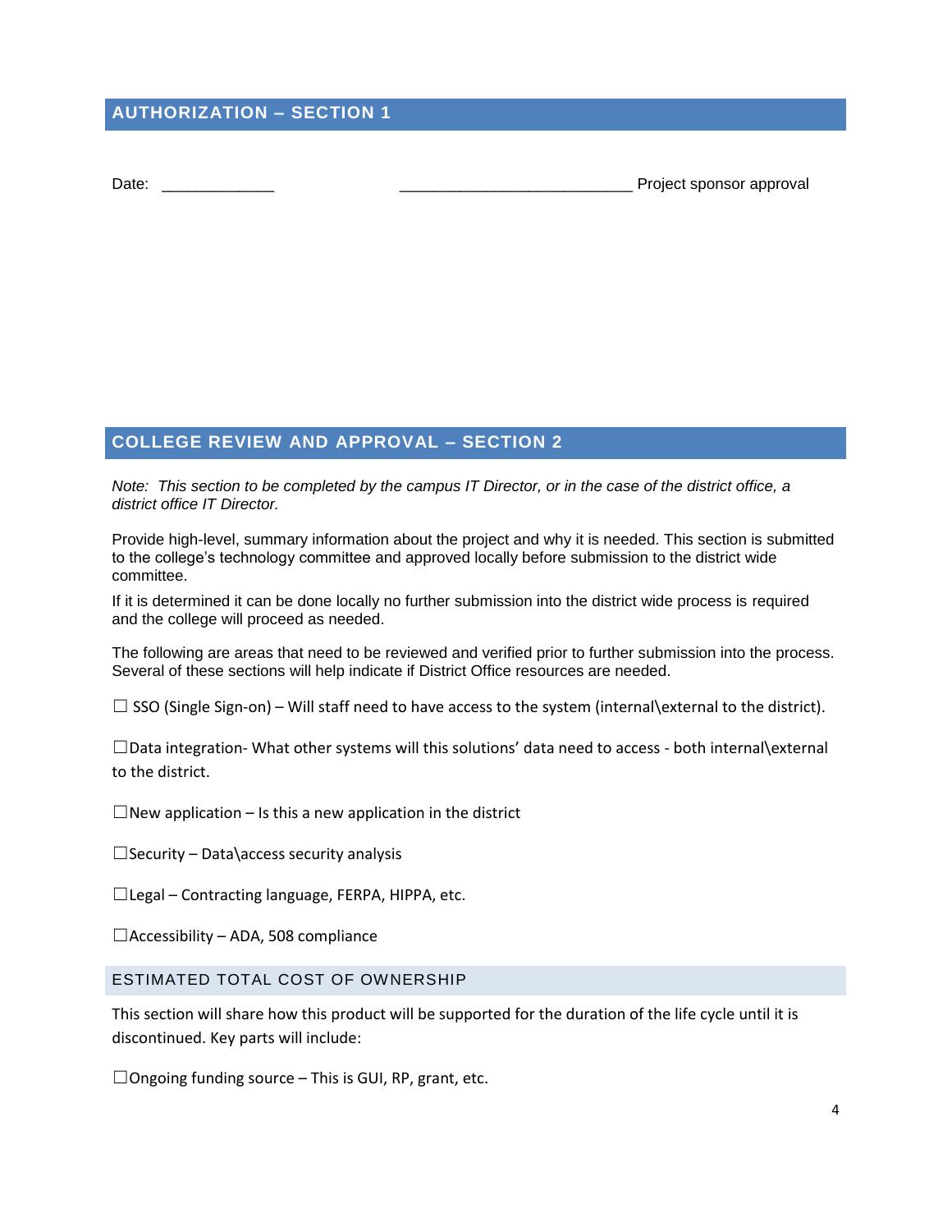## AUTHORIZATION – SECTION 1

Date: _____________ ___________________________ Project sponsor approval

## COLLEGE REVIEW AND APPROVAL – SECTION 2

*Note: This section to be completed by the campus IT Director, or in the case of the district office, a district office IT Director.*

Provide high-level, summary information about the project and why it is needed. This section is submitted to the college's technology committee and approved locally before submission to the district wide committee.

If it is determined it can be done locally no further submission into the district wide process is required and the college will proceed as needed.

The following are areas that need to be reviewed and verified prior to further submission into the process. Several of these sections will help indicate if District Office resources are needed.

☐ SSO (Single Sign-on) – Will staff need to have access to the system (internal\external to the district).

☐Data integration- What other systems will this solutions' data need to access - both internal\external to the district.

☐New application – Is this a new application in the district

☐Security – Data\access security analysis

☐Legal – Contracting language, FERPA, HIPPA, etc.

☐Accessibility – ADA, 508 compliance

### ESTIMATED TOTAL COST OF OWNERSHIP

This section will share how this product will be supported for the duration of the life cycle until it is discontinued. Key parts will include:

☐Ongoing funding source – This is GUI, RP, grant, etc.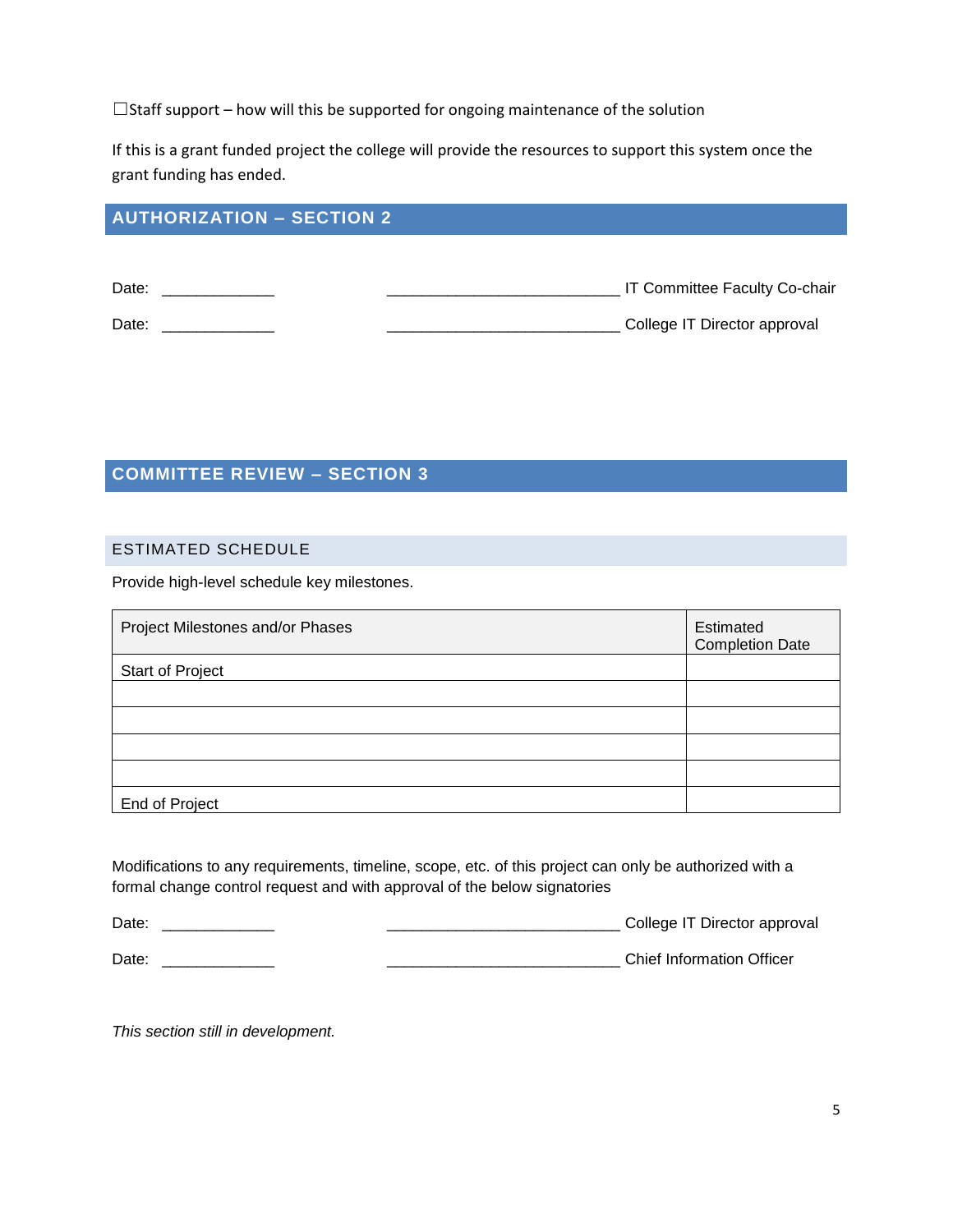☐Staff support – how will this be supported for ongoing maintenance of the solution

If this is a grant funded project the college will provide the resources to support this system once the grant funding has ended.

## AUTHORIZATION – SECTION 2

Date: _____________ ___________________________ IT Committee Faculty Co-chair

Date: _____________ ___________________________ College IT Director approval

## COMMITTEE REVIEW – SECTION 3

### ESTIMATED SCHEDULE

Provide high-level schedule key milestones.

| Project Milestones and/or Phases | Estimated Completion Date |
|---|---|
| Start of Project | |
| | |
| | |
| | |
| | |
| End of Project | |

Modifications to any requirements, timeline, scope, etc. of this project can only be authorized with a formal change control request and with approval of the below signatories

Date: _____________ ___________________________ College IT Director approval

Date: _____________ ___________________________ Chief Information Officer

*This section still in development.*